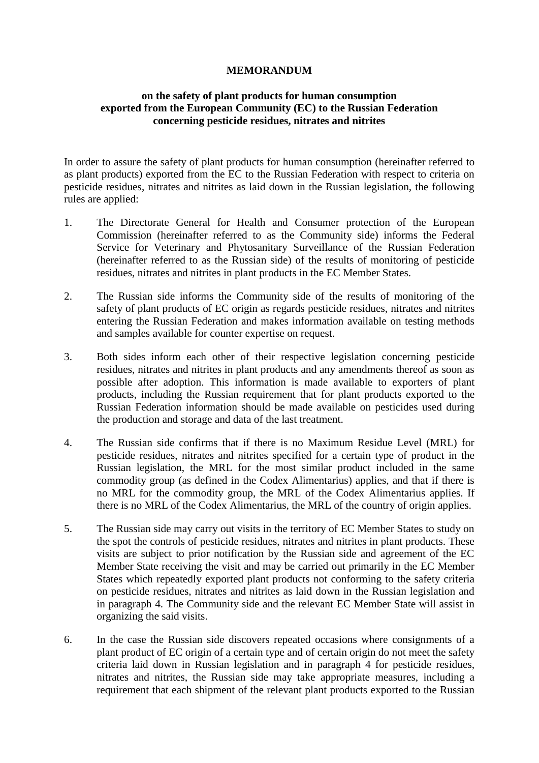# MEMORANDUM

## on the safety of plant products for human consumption exported from the European Community (EC) to the Russian Federation concerning pesticide residues, nitrates and nitrites

In order to assure the safety of plant products for human consumption (hereinafter referred to as plant products) exported from the EC to the Russian Federation with respect to criteria on pesticide residues, nitrates and nitrites as laid down in the Russian legislation, the following rules are applied:

1. The Directorate General for Health and Consumer protection of the European Commission (hereinafter referred to as the Community side) informs the Federal Service for Veterinary and Phytosanitary Surveillance of the Russian Federation (hereinafter referred to as the Russian side) of the results of monitoring of pesticide residues, nitrates and nitrites in plant products in the EC Member States.

2. The Russian side informs the Community side of the results of monitoring of the safety of plant products of EC origin as regards pesticide residues, nitrates and nitrites entering the Russian Federation and makes information available on testing methods and samples available for counter expertise on request.

3. Both sides inform each other of their respective legislation concerning pesticide residues, nitrates and nitrites in plant products and any amendments thereof as soon as possible after adoption. This information is made available to exporters of plant products, including the Russian requirement that for plant products exported to the Russian Federation information should be made available on pesticides used during the production and storage and data of the last treatment.

4. The Russian side confirms that if there is no Maximum Residue Level (MRL) for pesticide residues, nitrates and nitrites specified for a certain type of product in the Russian legislation, the MRL for the most similar product included in the same commodity group (as defined in the Codex Alimentarius) applies, and that if there is no MRL for the commodity group, the MRL of the Codex Alimentarius applies. If there is no MRL of the Codex Alimentarius, the MRL of the country of origin applies.

5. The Russian side may carry out visits in the territory of EC Member States to study on the spot the controls of pesticide residues, nitrates and nitrites in plant products. These visits are subject to prior notification by the Russian side and agreement of the EC Member State receiving the visit and may be carried out primarily in the EC Member States which repeatedly exported plant products not conforming to the safety criteria on pesticide residues, nitrates and nitrites as laid down in the Russian legislation and in paragraph 4. The Community side and the relevant EC Member State will assist in organizing the said visits.

6. In the case the Russian side discovers repeated occasions where consignments of a plant product of EC origin of a certain type and of certain origin do not meet the safety criteria laid down in Russian legislation and in paragraph 4 for pesticide residues, nitrates and nitrites, the Russian side may take appropriate measures, including a requirement that each shipment of the relevant plant products exported to the Russian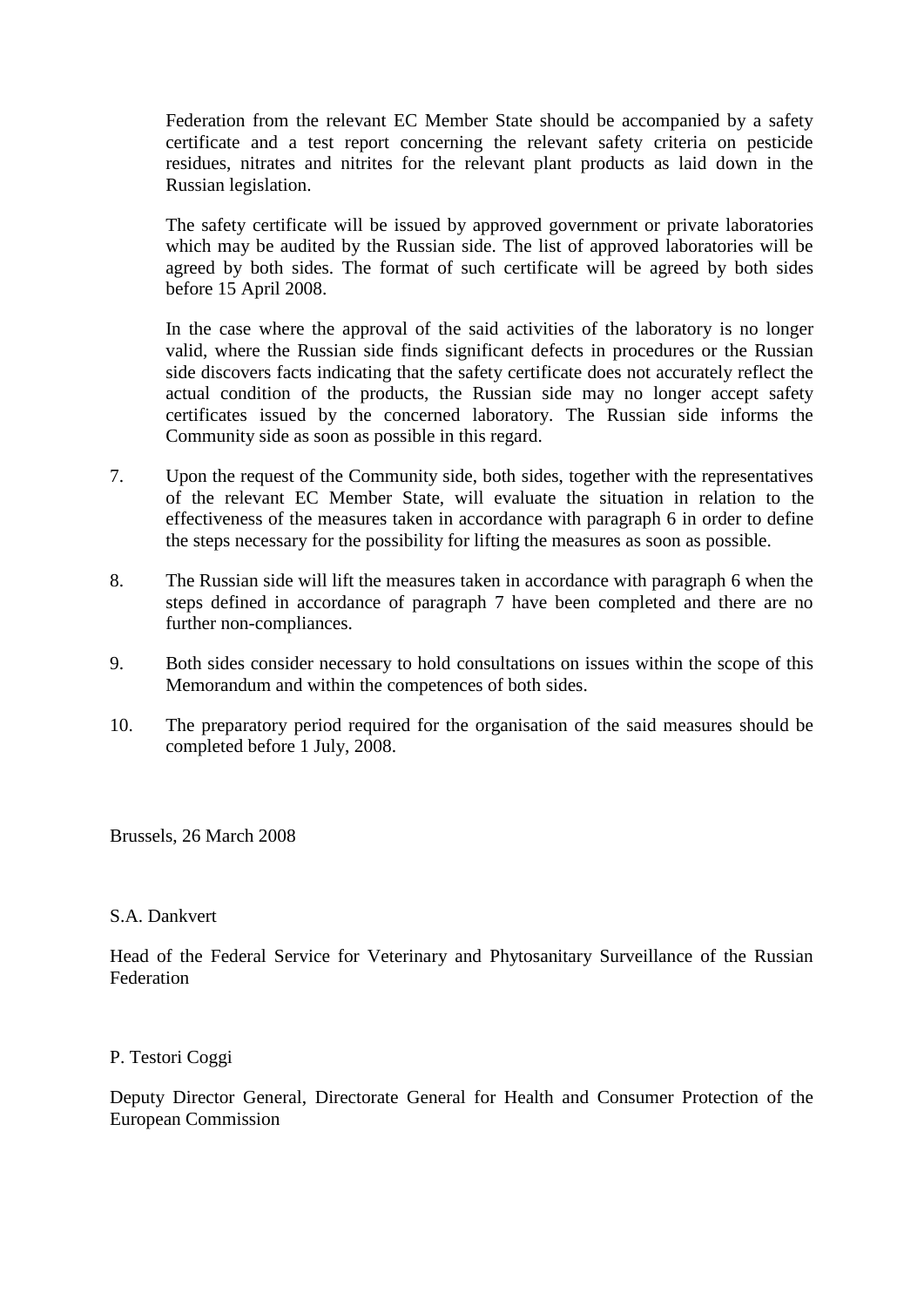Federation from the relevant EC Member State should be accompanied by a safety certificate and a test report concerning the relevant safety criteria on pesticide residues, nitrates and nitrites for the relevant plant products as laid down in the Russian legislation.

The safety certificate will be issued by approved government or private laboratories which may be audited by the Russian side. The list of approved laboratories will be agreed by both sides. The format of such certificate will be agreed by both sides before 15 April 2008.

In the case where the approval of the said activities of the laboratory is no longer valid, where the Russian side finds significant defects in procedures or the Russian side discovers facts indicating that the safety certificate does not accurately reflect the actual condition of the products, the Russian side may no longer accept safety certificates issued by the concerned laboratory. The Russian side informs the Community side as soon as possible in this regard.

7. Upon the request of the Community side, both sides, together with the representatives of the relevant EC Member State, will evaluate the situation in relation to the effectiveness of the measures taken in accordance with paragraph 6 in order to define the steps necessary for the possibility for lifting the measures as soon as possible.

8. The Russian side will lift the measures taken in accordance with paragraph 6 when the steps defined in accordance of paragraph 7 have been completed and there are no further non-compliances.

9. Both sides consider necessary to hold consultations on issues within the scope of this Memorandum and within the competences of both sides.

10. The preparatory period required for the organisation of the said measures should be completed before 1 July, 2008.

Brussels, 26 March 2008

S.A. Dankvert

Head of the Federal Service for Veterinary and Phytosanitary Surveillance of the Russian Federation

P. Testori Coggi

Deputy Director General, Directorate General for Health and Consumer Protection of the European Commission